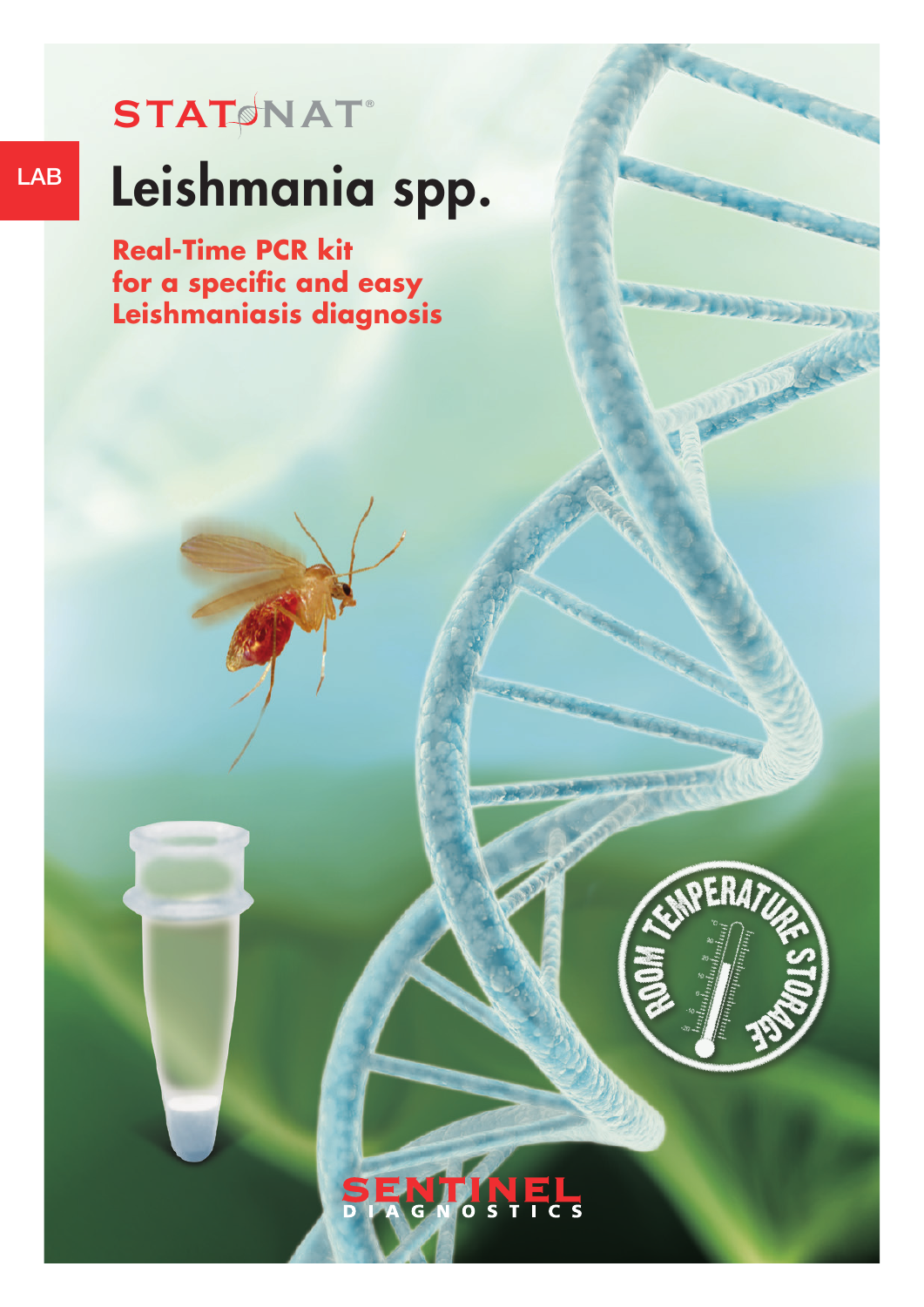STATNAT®

LAB

# Leishmania spp.

**Real-Time PCR kit for a specific and easy Leishmaniasis diagnosis**

ROOM TEMPERATURE STORAGE

SENTINEL DIAGNOSTICS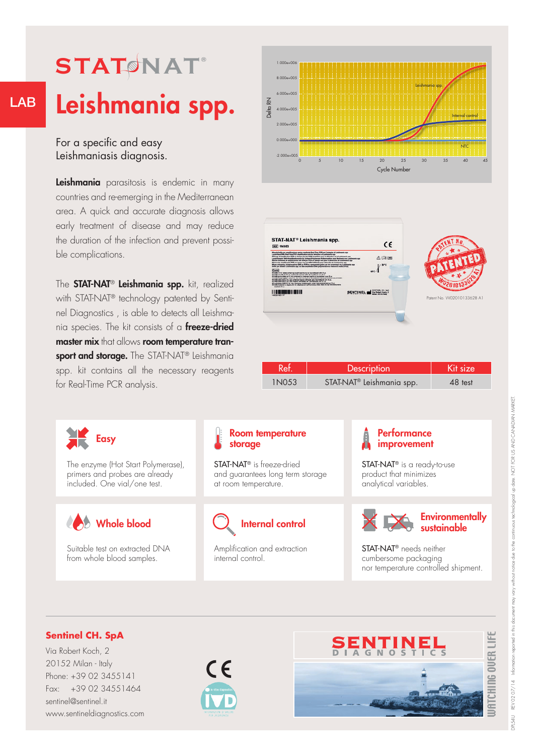STAT-NAT®

LAB

# Leishmania spp.

For a specific and easy Leishmaniasis diagnosis.

**Leishmania** parasitosis is endemic in many countries and re-emerging in the Mediterranean area. A quick and accurate diagnosis allows early treatment of disease and may reduce the duration of the infection and prevent possible complications.

The **STAT-NAT® Leishmania spp.** kit, realized with STAT-NAT® technology patented by Sentinel Diagnostics , is able to detects all Leishmania species. The kit consists of a **freeze-dried master mix** that allows **room temperature transport and storage.** The STAT-NAT® Leishmania spp. kit contains all the necessary reagents for Real-Time PCR analysis.

1.000e+006
8.000e+005
6.000e+005
4.000e+005
2.000e+005
0.000e+000
-2.000e+005
Delta RN
0 5 10 15 20 25 30 35 40 45
Cycle Number
Leishmania spp.
Internal control
NTC

Patent No. WO2010133628 A1

| Ref. | Description | Kit size |
|---|---|---|
| 1N053 | STAT-NAT® Leishmania spp. | 48 test |

### Easy

The enzyme (Hot Start Polymerase), primers and probes are already included. One vial/one test.

### Room temperature storage

STAT-NAT® is freeze-dried and guarantees long term storage at room temperature.

### Performance improvement

STAT-NAT® is a ready-to-use product that minimizes analytical variables.

### Whole blood

Suitable test on extracted DNA from whole blood samples.

### Internal control

Amplification and extraction internal control.

### Environmentally sustainable

STAT-NAT® needs neither cumbersome packaging nor temperature controlled shipment.

**Sentinel CH. SpA**

Via Robert Koch, 2
20152 Milan - Italy
Phone: +39 02 3455141
Fax: +39 02 34551464
sentinel@sentinel.it
www.sentineldiagnostics.com

SENTINEL DIAGNOSTICS

WATCHING OVER LIFE

DR54U REV 02 07/14 Information reported in this document may vary without notice due to the continuous technological up date. NOT FOR US AND CANADIAN MARKET.